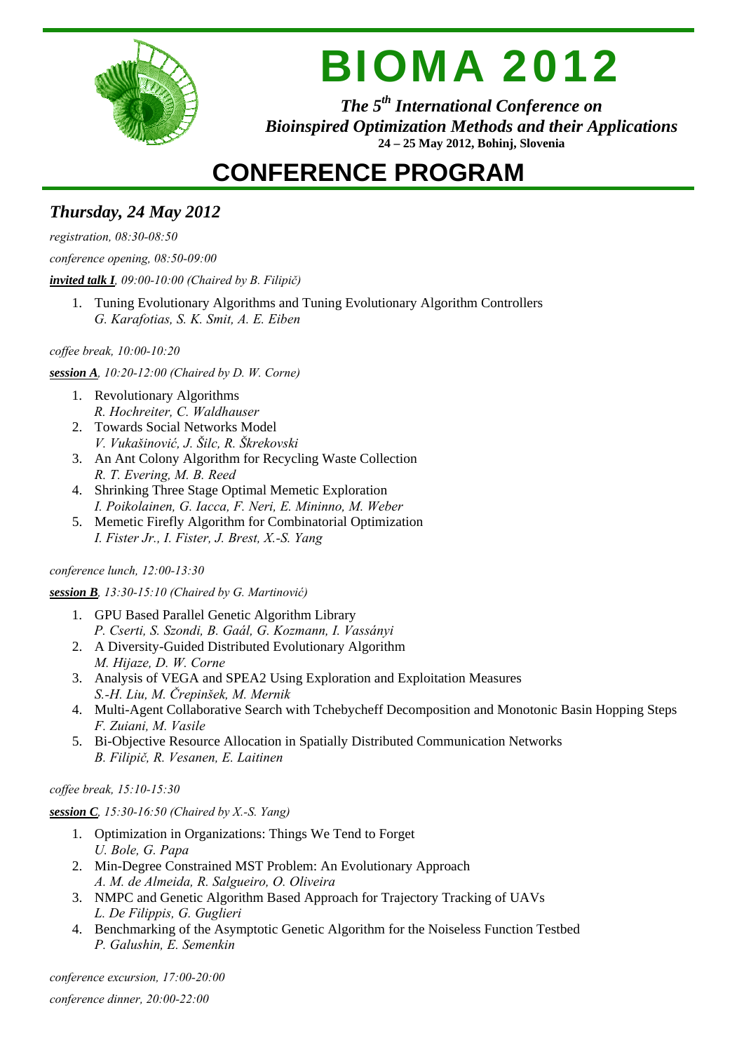# BIOMA 2012

***The 5th International Conference on Bioinspired Optimization Methods and their Applications***

**24 – 25 May 2012, Bohinj, Slovenia**

# CONFERENCE PROGRAM

## *Thursday, 24 May 2012*

*registration, 08:30-08:50*

*conference opening, 08:50-09:00*

***invited talk I***, *09:00-10:00 (Chaired by B. Filipič)*

1. Tuning Evolutionary Algorithms and Tuning Evolutionary Algorithm Controllers
   *G. Karafotias, S. K. Smit, A. E. Eiben*

*coffee break, 10:00-10:20*

***session A***, *10:20-12:00 (Chaired by D. W. Corne)*

1. Revolutionary Algorithms
   *R. Hochreiter, C. Waldhauser*
2. Towards Social Networks Model
   *V. Vukašinović, J. Šilc, R. Škrekovski*
3. An Ant Colony Algorithm for Recycling Waste Collection
   *R. T. Evering, M. B. Reed*
4. Shrinking Three Stage Optimal Memetic Exploration
   *I. Poikolainen, G. Iacca, F. Neri, E. Mininno, M. Weber*
5. Memetic Firefly Algorithm for Combinatorial Optimization
   *I. Fister Jr., I. Fister, J. Brest, X.-S. Yang*

*conference lunch, 12:00-13:30*

***session B***, *13:30-15:10 (Chaired by G. Martinović)*

1. GPU Based Parallel Genetic Algorithm Library
   *P. Cserti, S. Szondi, B. Gaál, G. Kozmann, I. Vassányi*
2. A Diversity-Guided Distributed Evolutionary Algorithm
   *M. Hijaze, D. W. Corne*
3. Analysis of VEGA and SPEA2 Using Exploration and Exploitation Measures
   *S.-H. Liu, M. Črepinšek, M. Mernik*
4. Multi-Agent Collaborative Search with Tchebycheff Decomposition and Monotonic Basin Hopping Steps
   *F. Zuiani, M. Vasile*
5. Bi-Objective Resource Allocation in Spatially Distributed Communication Networks
   *B. Filipič, R. Vesanen, E. Laitinen*

*coffee break, 15:10-15:30*

***session C***, *15:30-16:50 (Chaired by X.-S. Yang)*

1. Optimization in Organizations: Things We Tend to Forget
   *U. Bole, G. Papa*
2. Min-Degree Constrained MST Problem: An Evolutionary Approach
   *A. M. de Almeida, R. Salgueiro, O. Oliveira*
3. NMPC and Genetic Algorithm Based Approach for Trajectory Tracking of UAVs
   *L. De Filippis, G. Guglieri*
4. Benchmarking of the Asymptotic Genetic Algorithm for the Noiseless Function Testbed
   *P. Galushin, E. Semenkin*

*conference excursion, 17:00-20:00*

*conference dinner, 20:00-22:00*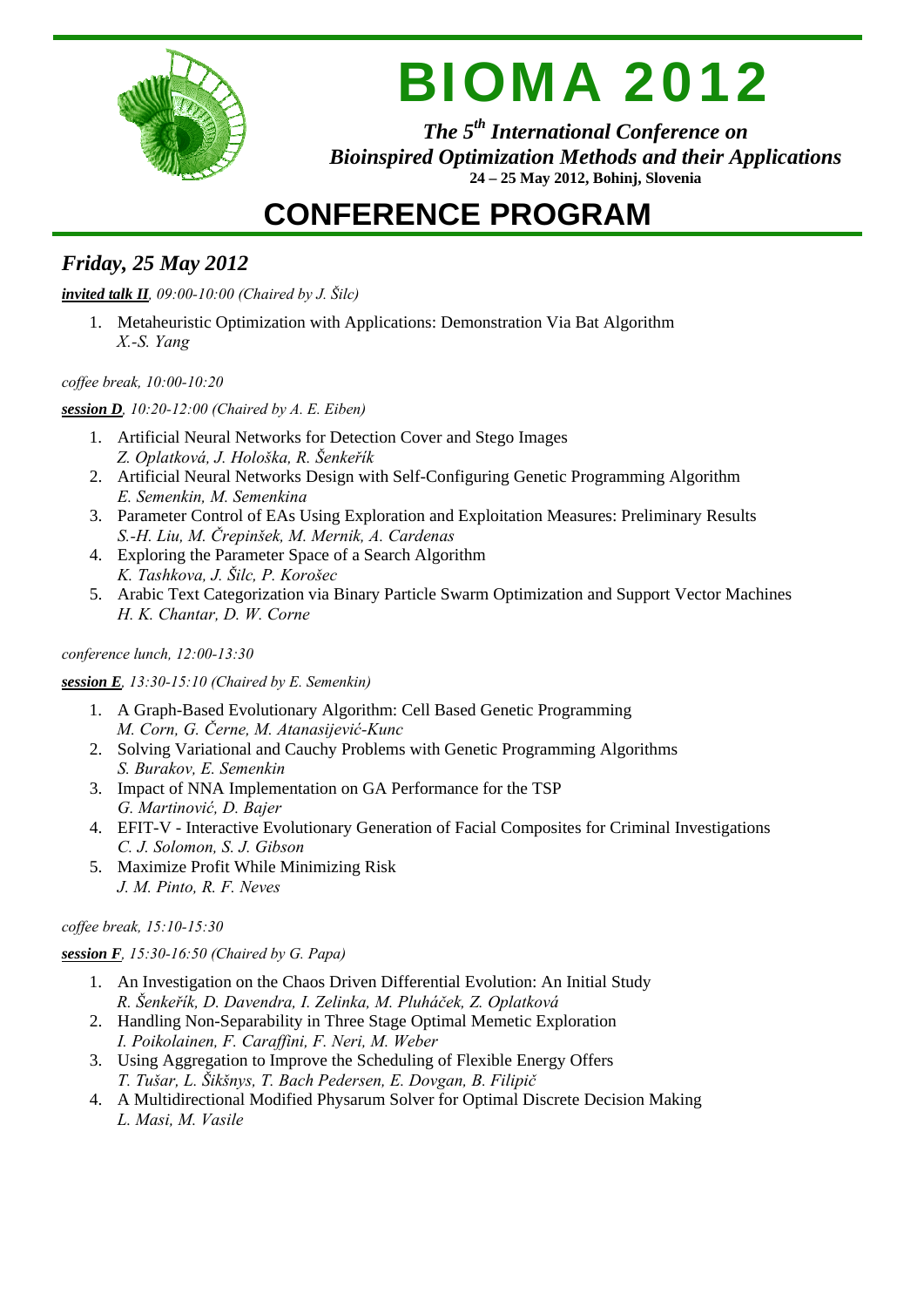# BIOMA 2012

***The 5th International Conference on Bioinspired Optimization Methods and their Applications***

**24 – 25 May 2012, Bohinj, Slovenia**

# CONFERENCE PROGRAM

## *Friday, 25 May 2012*

***invited talk II**, 09:00-10:00 (Chaired by J. Šilc)*

1. Metaheuristic Optimization with Applications: Demonstration Via Bat Algorithm
   *X.-S. Yang*

*coffee break, 10:00-10:20*

***session D**, 10:20-12:00 (Chaired by A. E. Eiben)*

1. Artificial Neural Networks for Detection Cover and Stego Images
   *Z. Oplatková, J. Hološka, R. Šenkeřík*
2. Artificial Neural Networks Design with Self-Configuring Genetic Programming Algorithm
   *E. Semenkin, M. Semenkina*
3. Parameter Control of EAs Using Exploration and Exploitation Measures: Preliminary Results
   *S.-H. Liu, M. Črepinšek, M. Mernik, A. Cardenas*
4. Exploring the Parameter Space of a Search Algorithm
   *K. Tashkova, J. Šilc, P. Korošec*
5. Arabic Text Categorization via Binary Particle Swarm Optimization and Support Vector Machines
   *H. K. Chantar, D. W. Corne*

*conference lunch, 12:00-13:30*

***session E**, 13:30-15:10 (Chaired by E. Semenkin)*

1. A Graph-Based Evolutionary Algorithm: Cell Based Genetic Programming
   *M. Corn, G. Černe, M. Atanasijević-Kunc*
2. Solving Variational and Cauchy Problems with Genetic Programming Algorithms
   *S. Burakov, E. Semenkin*
3. Impact of NNA Implementation on GA Performance for the TSP
   *G. Martinović, D. Bajer*
4. EFIT-V - Interactive Evolutionary Generation of Facial Composites for Criminal Investigations
   *C. J. Solomon, S. J. Gibson*
5. Maximize Profit While Minimizing Risk
   *J. M. Pinto, R. F. Neves*

*coffee break, 15:10-15:30*

***session F**, 15:30-16:50 (Chaired by G. Papa)*

1. An Investigation on the Chaos Driven Differential Evolution: An Initial Study
   *R. Šenkeřík, D. Davendra, I. Zelinka, M. Pluháček, Z. Oplatková*
2. Handling Non-Separability in Three Stage Optimal Memetic Exploration
   *I. Poikolainen, F. Caraffini, F. Neri, M. Weber*
3. Using Aggregation to Improve the Scheduling of Flexible Energy Offers
   *T. Tušar, L. Šikšnys, T. Bach Pedersen, E. Dovgan, B. Filipič*
4. A Multidirectional Modified Physarum Solver for Optimal Discrete Decision Making
   *L. Masi, M. Vasile*